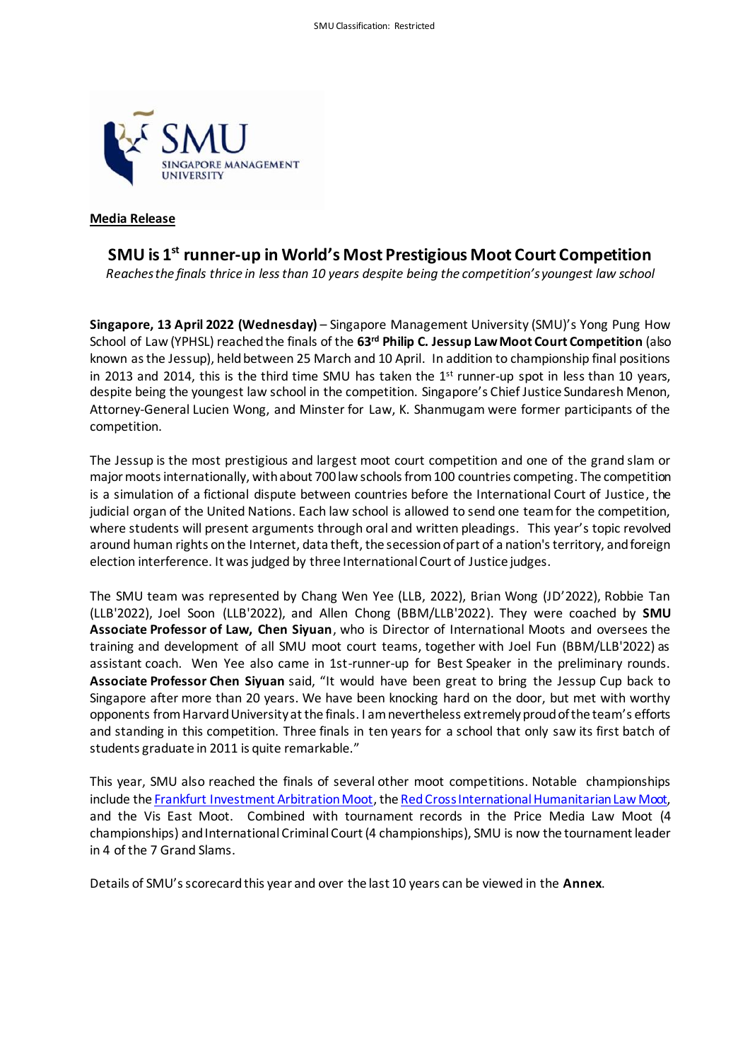**Media Release**

# SMU is 1st runner-up in World's Most Prestigious Moot Court Competition

*Reaches the finals thrice in less than 10 years despite being the competition's youngest law school*

**Singapore, 13 April 2022 (Wednesday)** – Singapore Management University (SMU)'s Yong Pung How School of Law (YPHSL) reached the finals of the **63rd Philip C. Jessup Law Moot Court Competition** (also known as the Jessup), held between 25 March and 10 April. In addition to championship final positions in 2013 and 2014, this is the third time SMU has taken the 1st runner-up spot in less than 10 years, despite being the youngest law school in the competition. Singapore's Chief Justice Sundaresh Menon, Attorney-General Lucien Wong, and Minster for Law, K. Shanmugam were former participants of the competition.

The Jessup is the most prestigious and largest moot court competition and one of the grand slam or major moots internationally, with about 700 law schools from 100 countries competing. The competition is a simulation of a fictional dispute between countries before the International Court of Justice, the judicial organ of the United Nations. Each law school is allowed to send one team for the competition, where students will present arguments through oral and written pleadings. This year's topic revolved around human rights on the Internet, data theft, the secession of part of a nation's territory, and foreign election interference. It was judged by three International Court of Justice judges.

The SMU team was represented by Chang Wen Yee (LLB, 2022), Brian Wong (JD'2022), Robbie Tan (LLB'2022), Joel Soon (LLB'2022), and Allen Chong (BBM/LLB'2022). They were coached by **SMU Associate Professor of Law, Chen Siyuan**, who is Director of International Moots and oversees the training and development of all SMU moot court teams, together with Joel Fun (BBM/LLB'2022) as assistant coach. Wen Yee also came in 1st-runner-up for Best Speaker in the preliminary rounds. **Associate Professor Chen Siyuan** said, "It would have been great to bring the Jessup Cup back to Singapore after more than 20 years. We have been knocking hard on the door, but met with worthy opponents from Harvard University at the finals. I am nevertheless extremely proud of the team's efforts and standing in this competition. Three finals in ten years for a school that only saw its first batch of students graduate in 2011 is quite remarkable."

This year, SMU also reached the finals of several other moot competitions. Notable championships include the Frankfurt Investment Arbitration Moot, the Red Cross International Humanitarian Law Moot, and the Vis East Moot. Combined with tournament records in the Price Media Law Moot (4 championships) and International Criminal Court (4 championships), SMU is now the tournament leader in 4 of the 7 Grand Slams.

Details of SMU's scorecard this year and over the last 10 years can be viewed in the **Annex**.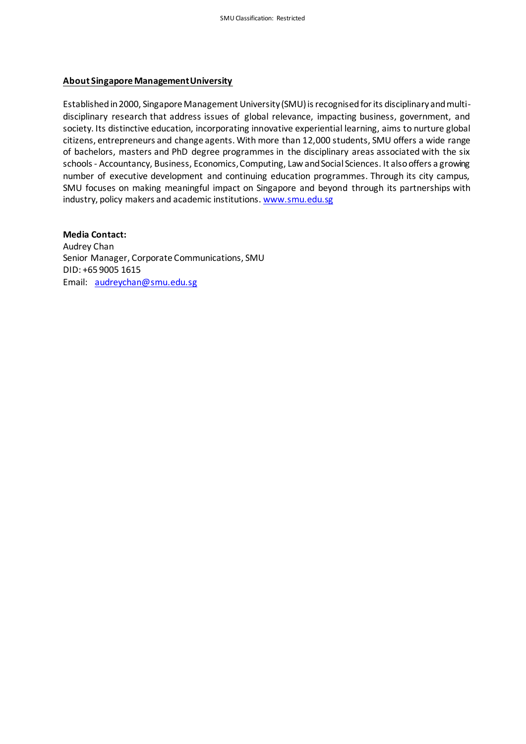**About Singapore Management University**

Established in 2000, Singapore Management University (SMU) is recognised for its disciplinary and multi-disciplinary research that address issues of global relevance, impacting business, government, and society. Its distinctive education, incorporating innovative experiential learning, aims to nurture global citizens, entrepreneurs and change agents. With more than 12,000 students, SMU offers a wide range of bachelors, masters and PhD degree programmes in the disciplinary areas associated with the six schools - Accountancy, Business, Economics, Computing, Law and Social Sciences. It also offers a growing number of executive development and continuing education programmes. Through its city campus, SMU focuses on making meaningful impact on Singapore and beyond through its partnerships with industry, policy makers and academic institutions. www.smu.edu.sg

**Media Contact:**
Audrey Chan
Senior Manager, Corporate Communications, SMU
DID: +65 9005 1615
Email: audreychan@smu.edu.sg